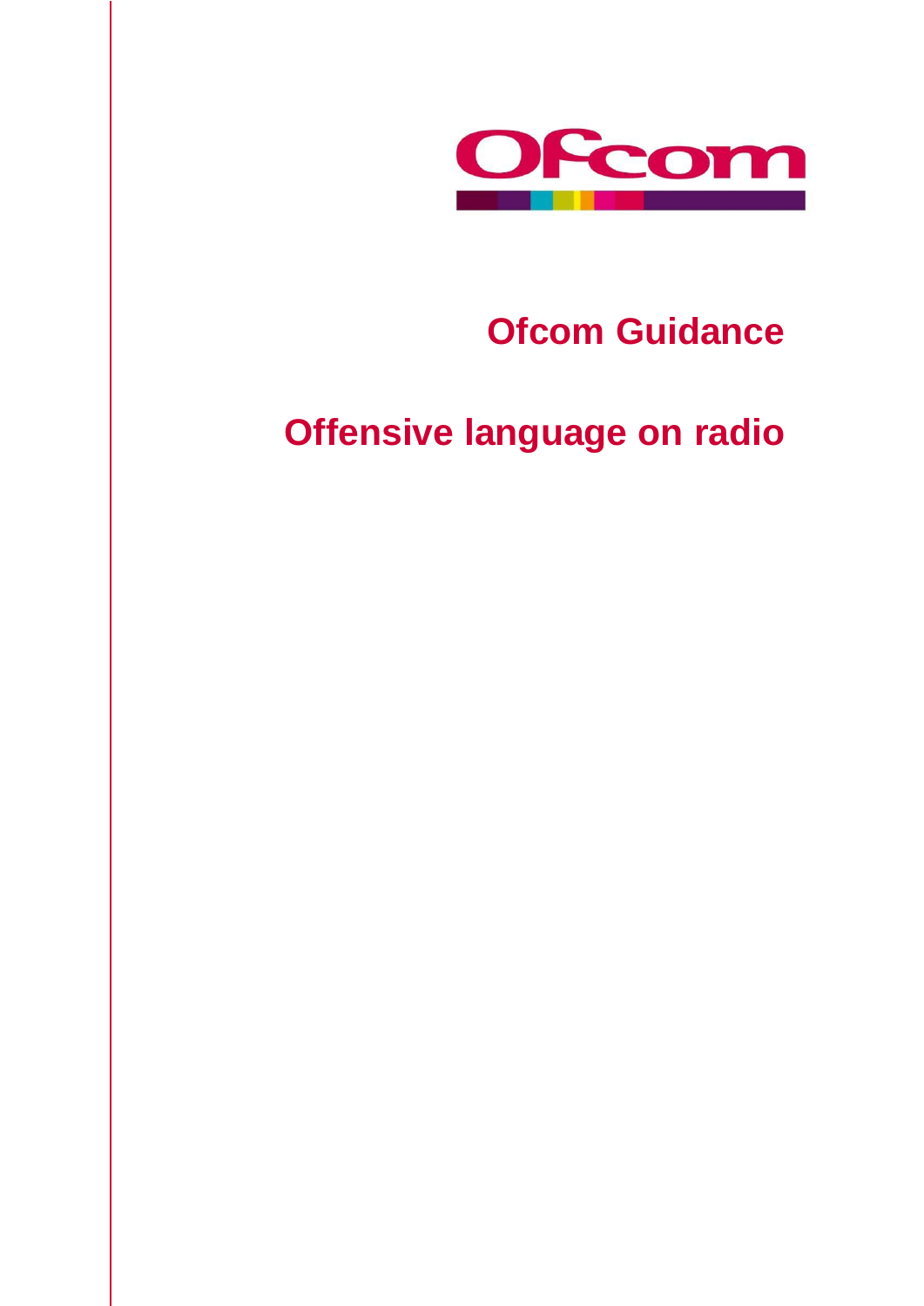Ofcom

# Ofcom Guidance

# Offensive language on radio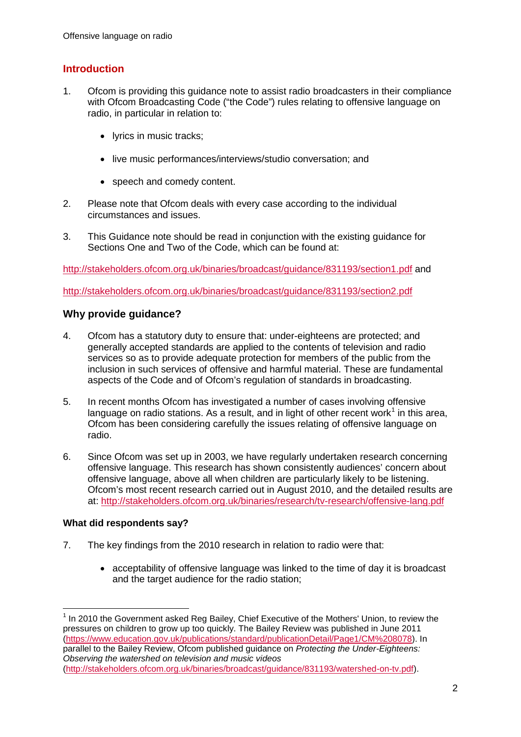## Introduction

1. Ofcom is providing this guidance note to assist radio broadcasters in their compliance with Ofcom Broadcasting Code ("the Code") rules relating to offensive language on radio, in particular in relation to:

   - lyrics in music tracks;
   - live music performances/interviews/studio conversation; and
   - speech and comedy content.

2. Please note that Ofcom deals with every case according to the individual circumstances and issues.

3. This Guidance note should be read in conjunction with the existing guidance for Sections One and Two of the Code, which can be found at:

http://stakeholders.ofcom.org.uk/binaries/broadcast/guidance/831193/section1.pdf and

http://stakeholders.ofcom.org.uk/binaries/broadcast/guidance/831193/section2.pdf

## Why provide guidance?

4. Ofcom has a statutory duty to ensure that: under-eighteens are protected; and generally accepted standards are applied to the contents of television and radio services so as to provide adequate protection for members of the public from the inclusion in such services of offensive and harmful material. These are fundamental aspects of the Code and of Ofcom's regulation of standards in broadcasting.

5. In recent months Ofcom has investigated a number of cases involving offensive language on radio stations. As a result, and in light of other recent work[1] in this area, Ofcom has been considering carefully the issues relating of offensive language on radio.

6. Since Ofcom was set up in 2003, we have regularly undertaken research concerning offensive language. This research has shown consistently audiences' concern about offensive language, above all when children are particularly likely to be listening. Ofcom's most recent research carried out in August 2010, and the detailed results are at: http://stakeholders.ofcom.org.uk/binaries/research/tv-research/offensive-lang.pdf

### What did respondents say?

7. The key findings from the 2010 research in relation to radio were that:

   - acceptability of offensive language was linked to the time of day it is broadcast and the target audience for the radio station;

[1] In 2010 the Government asked Reg Bailey, Chief Executive of the Mothers' Union, to review the pressures on children to grow up too quickly. The Bailey Review was published in June 2011 (https://www.education.gov.uk/publications/standard/publicationDetail/Page1/CM%208078). In parallel to the Bailey Review, Ofcom published guidance on *Protecting the Under-Eighteens: Observing the watershed on television and music videos* (http://stakeholders.ofcom.org.uk/binaries/broadcast/guidance/831193/watershed-on-tv.pdf).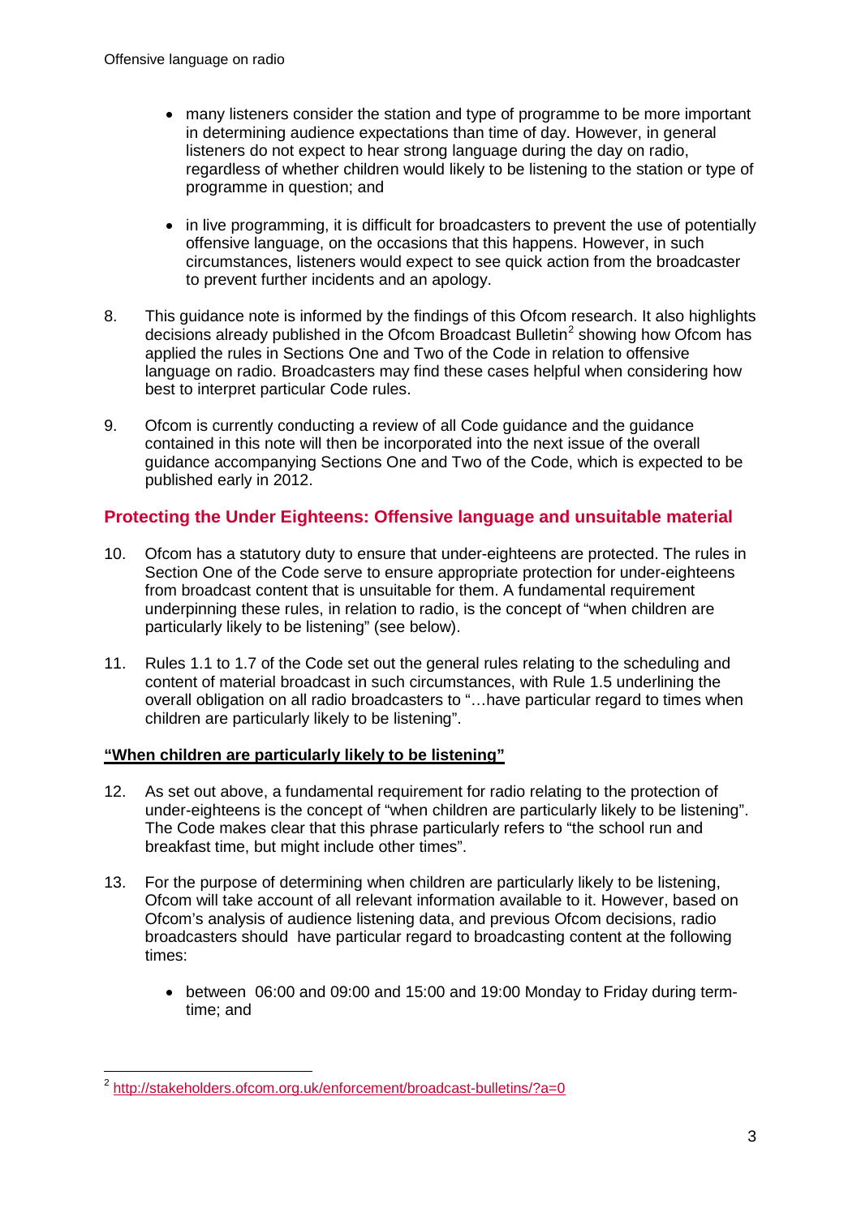- many listeners consider the station and type of programme to be more important in determining audience expectations than time of day. However, in general listeners do not expect to hear strong language during the day on radio, regardless of whether children would likely to be listening to the station or type of programme in question; and

- in live programming, it is difficult for broadcasters to prevent the use of potentially offensive language, on the occasions that this happens. However, in such circumstances, listeners would expect to see quick action from the broadcaster to prevent further incidents and an apology.

8. This guidance note is informed by the findings of this Ofcom research. It also highlights decisions already published in the Ofcom Broadcast Bulletin[2] showing how Ofcom has applied the rules in Sections One and Two of the Code in relation to offensive language on radio. Broadcasters may find these cases helpful when considering how best to interpret particular Code rules.

9. Ofcom is currently conducting a review of all Code guidance and the guidance contained in this note will then be incorporated into the next issue of the overall guidance accompanying Sections One and Two of the Code, which is expected to be published early in 2012.

## Protecting the Under Eighteens: Offensive language and unsuitable material

10. Ofcom has a statutory duty to ensure that under-eighteens are protected. The rules in Section One of the Code serve to ensure appropriate protection for under-eighteens from broadcast content that is unsuitable for them. A fundamental requirement underpinning these rules, in relation to radio, is the concept of "when children are particularly likely to be listening" (see below).

11. Rules 1.1 to 1.7 of the Code set out the general rules relating to the scheduling and content of material broadcast in such circumstances, with Rule 1.5 underlining the overall obligation on all radio broadcasters to "…have particular regard to times when children are particularly likely to be listening".

### "When children are particularly likely to be listening"

12. As set out above, a fundamental requirement for radio relating to the protection of under-eighteens is the concept of "when children are particularly likely to be listening". The Code makes clear that this phrase particularly refers to "the school run and breakfast time, but might include other times".

13. For the purpose of determining when children are particularly likely to be listening, Ofcom will take account of all relevant information available to it. However, based on Ofcom's analysis of audience listening data, and previous Ofcom decisions, radio broadcasters should have particular regard to broadcasting content at the following times:

    - between 06:00 and 09:00 and 15:00 and 19:00 Monday to Friday during term-time; and

[2] http://stakeholders.ofcom.org.uk/enforcement/broadcast-bulletins/?a=0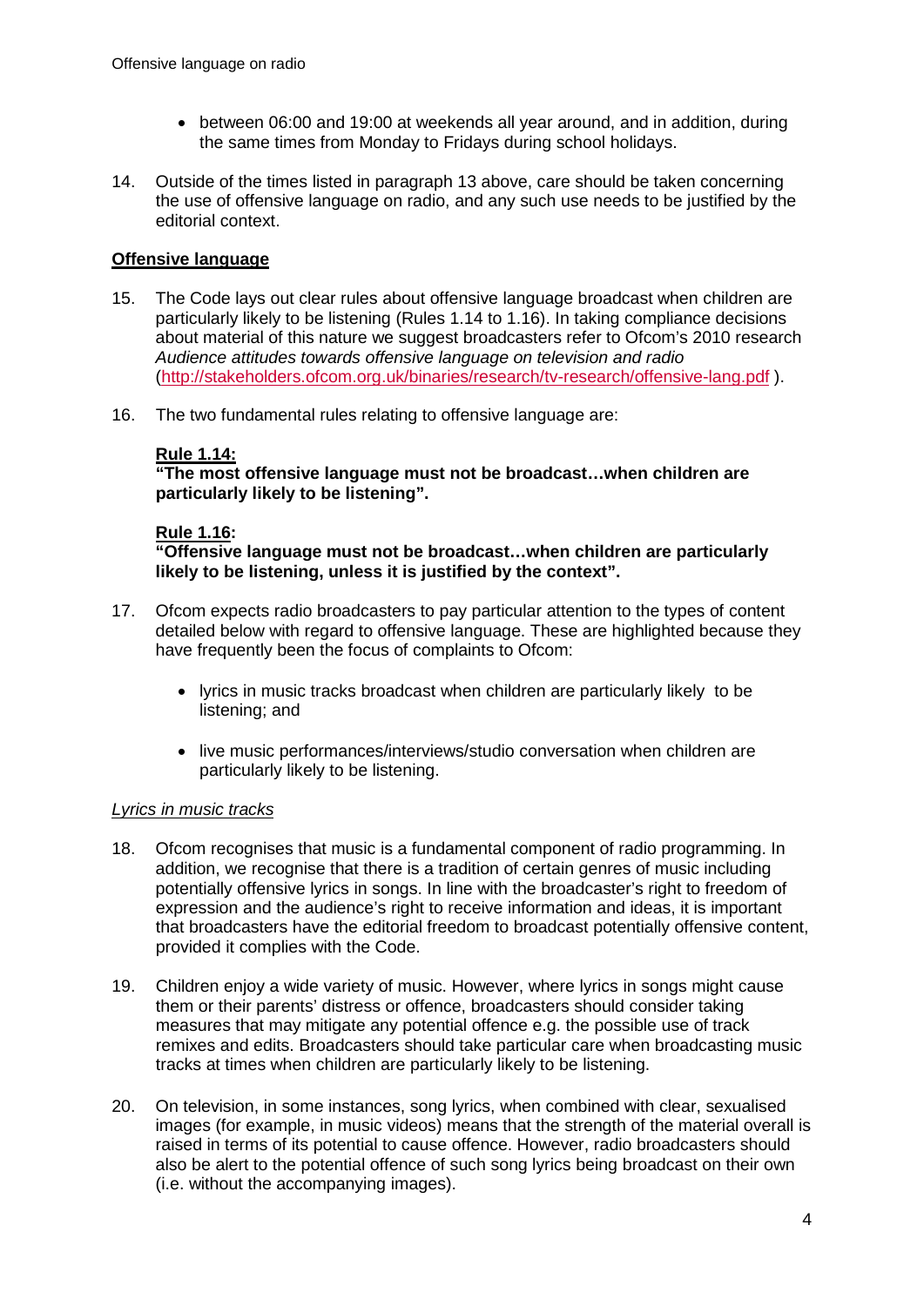- between 06:00 and 19:00 at weekends all year around, and in addition, during the same times from Monday to Fridays during school holidays.

14. Outside of the times listed in paragraph 13 above, care should be taken concerning the use of offensive language on radio, and any such use needs to be justified by the editorial context.

## Offensive language

15. The Code lays out clear rules about offensive language broadcast when children are particularly likely to be listening (Rules 1.14 to 1.16). In taking compliance decisions about material of this nature we suggest broadcasters refer to Ofcom's 2010 research *Audience attitudes towards offensive language on television and radio* (http://stakeholders.ofcom.org.uk/binaries/research/tv-research/offensive-lang.pdf ).

16. The two fundamental rules relating to offensive language are:

    **Rule 1.14:**
    **"The most offensive language must not be broadcast…when children are particularly likely to be listening".**

    **Rule 1.16:**
    **"Offensive language must not be broadcast…when children are particularly likely to be listening, unless it is justified by the context".**

17. Ofcom expects radio broadcasters to pay particular attention to the types of content detailed below with regard to offensive language. These are highlighted because they have frequently been the focus of complaints to Ofcom:

    - lyrics in music tracks broadcast when children are particularly likely to be listening; and
    - live music performances/interviews/studio conversation when children are particularly likely to be listening.

### *Lyrics in music tracks*

18. Ofcom recognises that music is a fundamental component of radio programming. In addition, we recognise that there is a tradition of certain genres of music including potentially offensive lyrics in songs. In line with the broadcaster's right to freedom of expression and the audience's right to receive information and ideas, it is important that broadcasters have the editorial freedom to broadcast potentially offensive content, provided it complies with the Code.

19. Children enjoy a wide variety of music. However, where lyrics in songs might cause them or their parents' distress or offence, broadcasters should consider taking measures that may mitigate any potential offence e.g. the possible use of track remixes and edits. Broadcasters should take particular care when broadcasting music tracks at times when children are particularly likely to be listening.

20. On television, in some instances, song lyrics, when combined with clear, sexualised images (for example, in music videos) means that the strength of the material overall is raised in terms of its potential to cause offence. However, radio broadcasters should also be alert to the potential offence of such song lyrics being broadcast on their own (i.e. without the accompanying images).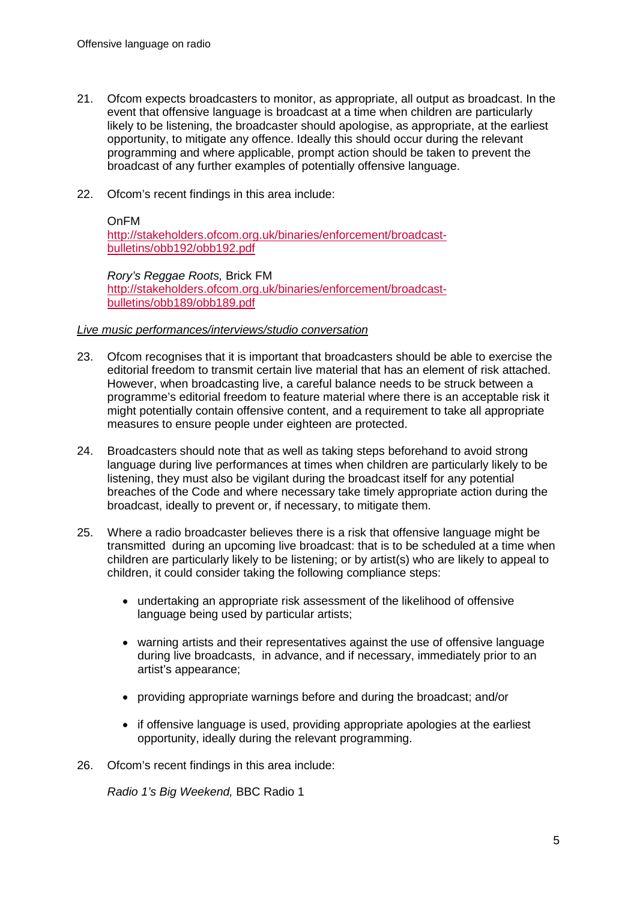21. Ofcom expects broadcasters to monitor, as appropriate, all output as broadcast. In the event that offensive language is broadcast at a time when children are particularly likely to be listening, the broadcaster should apologise, as appropriate, at the earliest opportunity, to mitigate any offence. Ideally this should occur during the relevant programming and where applicable, prompt action should be taken to prevent the broadcast of any further examples of potentially offensive language.

22. Ofcom's recent findings in this area include:

    OnFM
    [http://stakeholders.ofcom.org.uk/binaries/enforcement/broadcast-bulletins/obb192/obb192.pdf](http://stakeholders.ofcom.org.uk/binaries/enforcement/broadcast-bulletins/obb192/obb192.pdf)

    *Rory's Reggae Roots,* Brick FM
    [http://stakeholders.ofcom.org.uk/binaries/enforcement/broadcast-bulletins/obb189/obb189.pdf](http://stakeholders.ofcom.org.uk/binaries/enforcement/broadcast-bulletins/obb189/obb189.pdf)

*Live music performances/interviews/studio conversation*

23. Ofcom recognises that it is important that broadcasters should be able to exercise the editorial freedom to transmit certain live material that has an element of risk attached. However, when broadcasting live, a careful balance needs to be struck between a programme's editorial freedom to feature material where there is an acceptable risk it might potentially contain offensive content, and a requirement to take all appropriate measures to ensure people under eighteen are protected.

24. Broadcasters should note that as well as taking steps beforehand to avoid strong language during live performances at times when children are particularly likely to be listening, they must also be vigilant during the broadcast itself for any potential breaches of the Code and where necessary take timely appropriate action during the broadcast, ideally to prevent or, if necessary, to mitigate them.

25. Where a radio broadcaster believes there is a risk that offensive language might be transmitted during an upcoming live broadcast: that is to be scheduled at a time when children are particularly likely to be listening; or by artist(s) who are likely to appeal to children, it could consider taking the following compliance steps:

    - undertaking an appropriate risk assessment of the likelihood of offensive language being used by particular artists;

    - warning artists and their representatives against the use of offensive language during live broadcasts, in advance, and if necessary, immediately prior to an artist's appearance;

    - providing appropriate warnings before and during the broadcast; and/or

    - if offensive language is used, providing appropriate apologies at the earliest opportunity, ideally during the relevant programming.

26. Ofcom's recent findings in this area include:

    *Radio 1's Big Weekend,* BBC Radio 1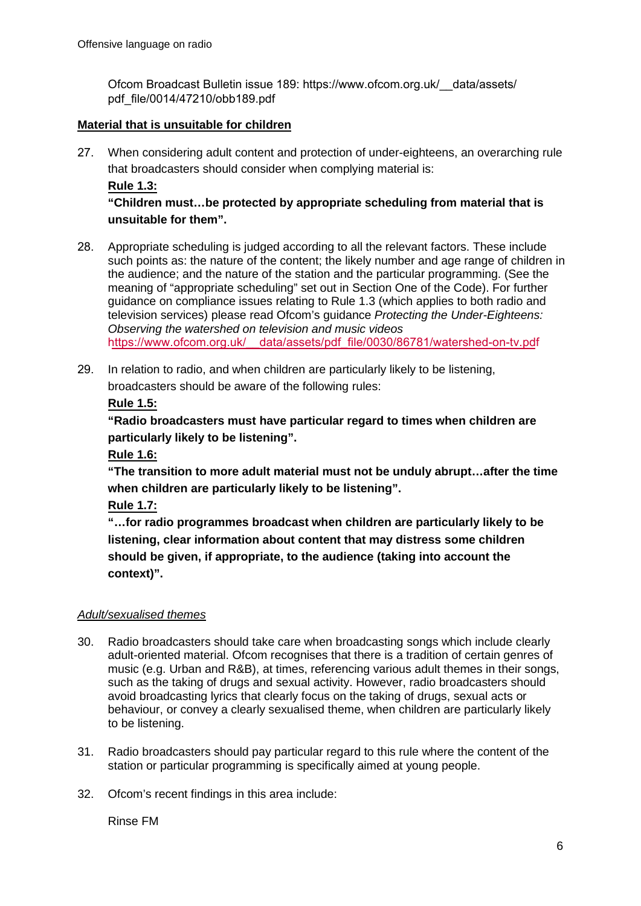Ofcom Broadcast Bulletin issue 189: https://www.ofcom.org.uk/__data/assets/pdf_file/0014/47210/obb189.pdf

**Material that is unsuitable for children**

27. When considering adult content and protection of under-eighteens, an overarching rule that broadcasters should consider when complying material is:

    **Rule 1.3:**

    **"Children must…be protected by appropriate scheduling from material that is unsuitable for them".**

28. Appropriate scheduling is judged according to all the relevant factors. These include such points as: the nature of the content; the likely number and age range of children in the audience; and the nature of the station and the particular programming. (See the meaning of "appropriate scheduling" set out in Section One of the Code). For further guidance on compliance issues relating to Rule 1.3 (which applies to both radio and television services) please read Ofcom's guidance *Protecting the Under-Eighteens: Observing the watershed on television and music videos* https://www.ofcom.org.uk/__data/assets/pdf_file/0030/86781/watershed-on-tv.pdf

29. In relation to radio, and when children are particularly likely to be listening, broadcasters should be aware of the following rules:

    **Rule 1.5:**

    **"Radio broadcasters must have particular regard to times when children are particularly likely to be listening".**

    **Rule 1.6:**

    **"The transition to more adult material must not be unduly abrupt…after the time when children are particularly likely to be listening".**

    **Rule 1.7:**

    **"…for radio programmes broadcast when children are particularly likely to be listening, clear information about content that may distress some children should be given, if appropriate, to the audience (taking into account the context)".**

*Adult/sexualised themes*

30. Radio broadcasters should take care when broadcasting songs which include clearly adult-oriented material. Ofcom recognises that there is a tradition of certain genres of music (e.g. Urban and R&B), at times, referencing various adult themes in their songs, such as the taking of drugs and sexual activity. However, radio broadcasters should avoid broadcasting lyrics that clearly focus on the taking of drugs, sexual acts or behaviour, or convey a clearly sexualised theme, when children are particularly likely to be listening.

31. Radio broadcasters should pay particular regard to this rule where the content of the station or particular programming is specifically aimed at young people.

32. Ofcom's recent findings in this area include:

    Rinse FM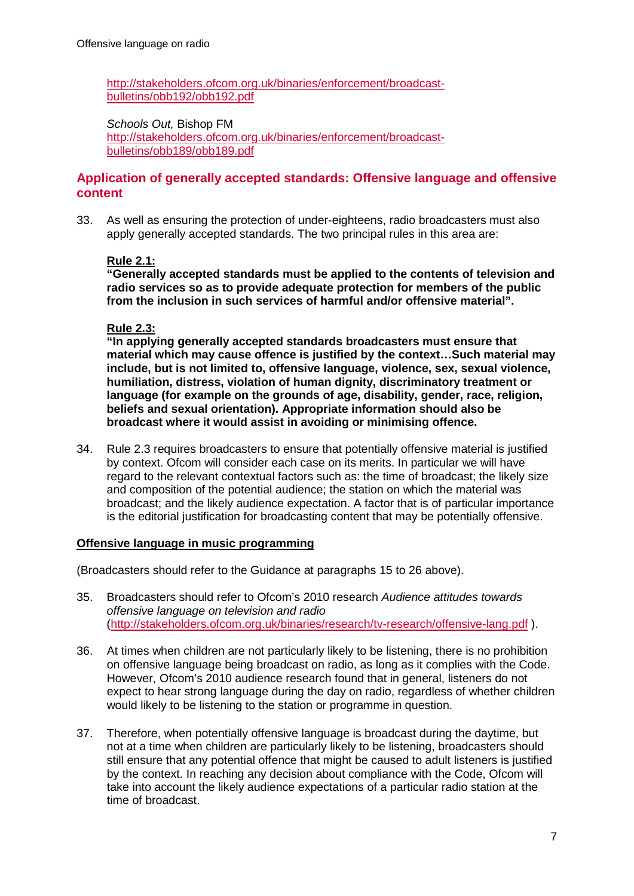http://stakeholders.ofcom.org.uk/binaries/enforcement/broadcast-bulletins/obb192/obb192.pdf

*Schools Out,* Bishop FM
http://stakeholders.ofcom.org.uk/binaries/enforcement/broadcast-bulletins/obb189/obb189.pdf

## Application of generally accepted standards: Offensive language and offensive content

33. As well as ensuring the protection of under-eighteens, radio broadcasters must also apply generally accepted standards. The two principal rules in this area are:

    **Rule 2.1:**
    **"Generally accepted standards must be applied to the contents of television and radio services so as to provide adequate protection for members of the public from the inclusion in such services of harmful and/or offensive material".**

    **Rule 2.3:**
    **"In applying generally accepted standards broadcasters must ensure that material which may cause offence is justified by the context…Such material may include, but is not limited to, offensive language, violence, sex, sexual violence, humiliation, distress, violation of human dignity, discriminatory treatment or language (for example on the grounds of age, disability, gender, race, religion, beliefs and sexual orientation). Appropriate information should also be broadcast where it would assist in avoiding or minimising offence.**

34. Rule 2.3 requires broadcasters to ensure that potentially offensive material is justified by context. Ofcom will consider each case on its merits. In particular we will have regard to the relevant contextual factors such as: the time of broadcast; the likely size and composition of the potential audience; the station on which the material was broadcast; and the likely audience expectation. A factor that is of particular importance is the editorial justification for broadcasting content that may be potentially offensive.

### Offensive language in music programming

(Broadcasters should refer to the Guidance at paragraphs 15 to 26 above).

35. Broadcasters should refer to Ofcom's 2010 research *Audience attitudes towards offensive language on television and radio* (http://stakeholders.ofcom.org.uk/binaries/research/tv-research/offensive-lang.pdf ).

36. At times when children are not particularly likely to be listening, there is no prohibition on offensive language being broadcast on radio, as long as it complies with the Code. However, Ofcom's 2010 audience research found that in general, listeners do not expect to hear strong language during the day on radio, regardless of whether children would likely to be listening to the station or programme in question.

37. Therefore, when potentially offensive language is broadcast during the daytime, but not at a time when children are particularly likely to be listening, broadcasters should still ensure that any potential offence that might be caused to adult listeners is justified by the context. In reaching any decision about compliance with the Code, Ofcom will take into account the likely audience expectations of a particular radio station at the time of broadcast.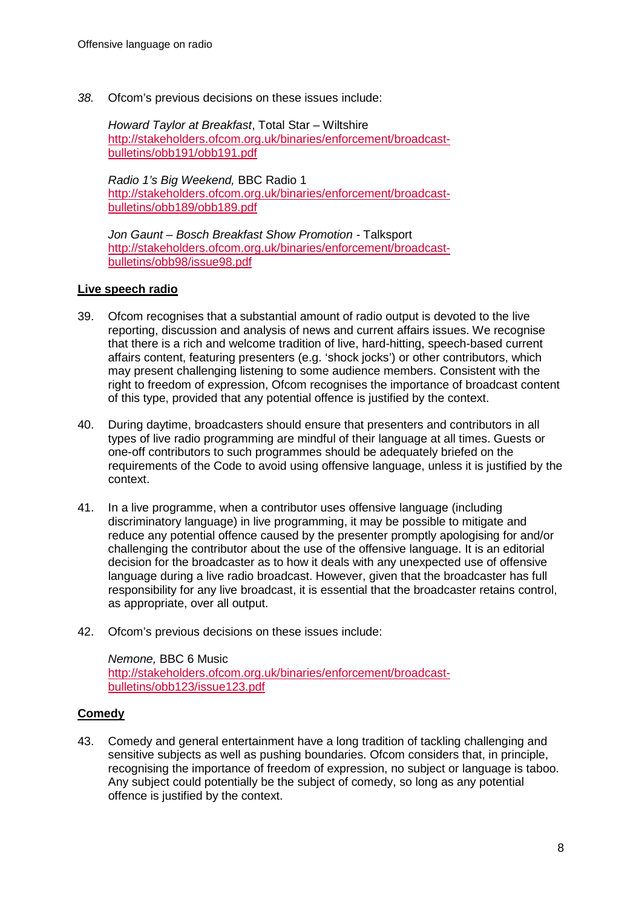*38.* Ofcom's previous decisions on these issues include:

*Howard Taylor at Breakfast*, Total Star – Wiltshire
[http://stakeholders.ofcom.org.uk/binaries/enforcement/broadcast-bulletins/obb191/obb191.pdf](http://stakeholders.ofcom.org.uk/binaries/enforcement/broadcast-bulletins/obb191/obb191.pdf)

*Radio 1's Big Weekend,* BBC Radio 1
[http://stakeholders.ofcom.org.uk/binaries/enforcement/broadcast-bulletins/obb189/obb189.pdf](http://stakeholders.ofcom.org.uk/binaries/enforcement/broadcast-bulletins/obb189/obb189.pdf)

*Jon Gaunt – Bosch Breakfast Show Promotion* - Talksport
[http://stakeholders.ofcom.org.uk/binaries/enforcement/broadcast-bulletins/obb98/issue98.pdf](http://stakeholders.ofcom.org.uk/binaries/enforcement/broadcast-bulletins/obb98/issue98.pdf)

## Live speech radio

39. Ofcom recognises that a substantial amount of radio output is devoted to the live reporting, discussion and analysis of news and current affairs issues. We recognise that there is a rich and welcome tradition of live, hard-hitting, speech-based current affairs content, featuring presenters (e.g. 'shock jocks') or other contributors, which may present challenging listening to some audience members. Consistent with the right to freedom of expression, Ofcom recognises the importance of broadcast content of this type, provided that any potential offence is justified by the context.

40. During daytime, broadcasters should ensure that presenters and contributors in all types of live radio programming are mindful of their language at all times. Guests or one-off contributors to such programmes should be adequately briefed on the requirements of the Code to avoid using offensive language, unless it is justified by the context.

41. In a live programme, when a contributor uses offensive language (including discriminatory language) in live programming, it may be possible to mitigate and reduce any potential offence caused by the presenter promptly apologising for and/or challenging the contributor about the use of the offensive language. It is an editorial decision for the broadcaster as to how it deals with any unexpected use of offensive language during a live radio broadcast. However, given that the broadcaster has full responsibility for any live broadcast, it is essential that the broadcaster retains control, as appropriate, over all output.

42. Ofcom's previous decisions on these issues include:

*Nemone,* BBC 6 Music
[http://stakeholders.ofcom.org.uk/binaries/enforcement/broadcast-bulletins/obb123/issue123.pdf](http://stakeholders.ofcom.org.uk/binaries/enforcement/broadcast-bulletins/obb123/issue123.pdf)

## Comedy

43. Comedy and general entertainment have a long tradition of tackling challenging and sensitive subjects as well as pushing boundaries. Ofcom considers that, in principle, recognising the importance of freedom of expression, no subject or language is taboo. Any subject could potentially be the subject of comedy, so long as any potential offence is justified by the context.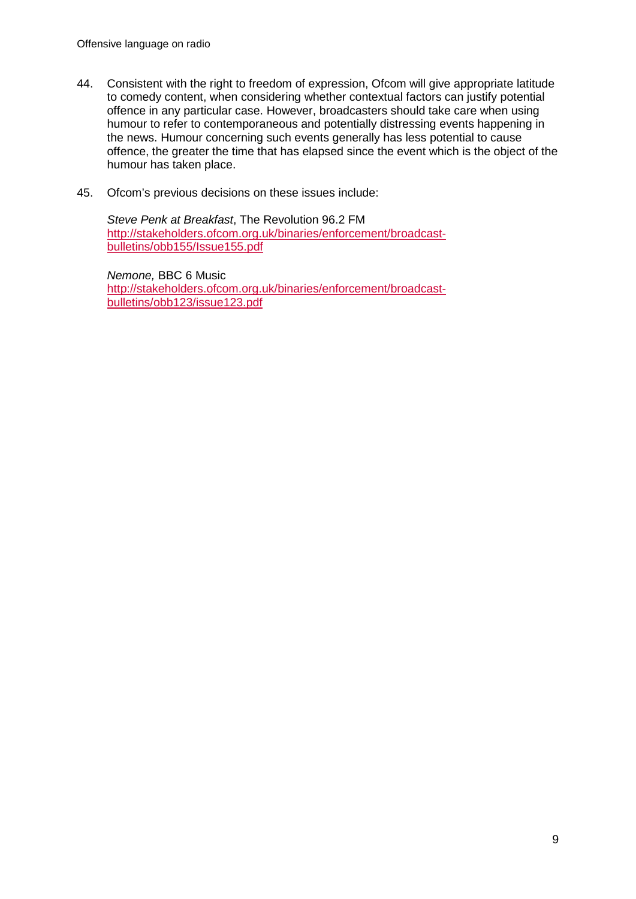44. Consistent with the right to freedom of expression, Ofcom will give appropriate latitude to comedy content, when considering whether contextual factors can justify potential offence in any particular case. However, broadcasters should take care when using humour to refer to contemporaneous and potentially distressing events happening in the news. Humour concerning such events generally has less potential to cause offence, the greater the time that has elapsed since the event which is the object of the humour has taken place.

45. Ofcom's previous decisions on these issues include:

    *Steve Penk at Breakfast*, The Revolution 96.2 FM
    [http://stakeholders.ofcom.org.uk/binaries/enforcement/broadcast-bulletins/obb155/Issue155.pdf](http://stakeholders.ofcom.org.uk/binaries/enforcement/broadcast-bulletins/obb155/Issue155.pdf)

    *Nemone,* BBC 6 Music
    [http://stakeholders.ofcom.org.uk/binaries/enforcement/broadcast-bulletins/obb123/issue123.pdf](http://stakeholders.ofcom.org.uk/binaries/enforcement/broadcast-bulletins/obb123/issue123.pdf)